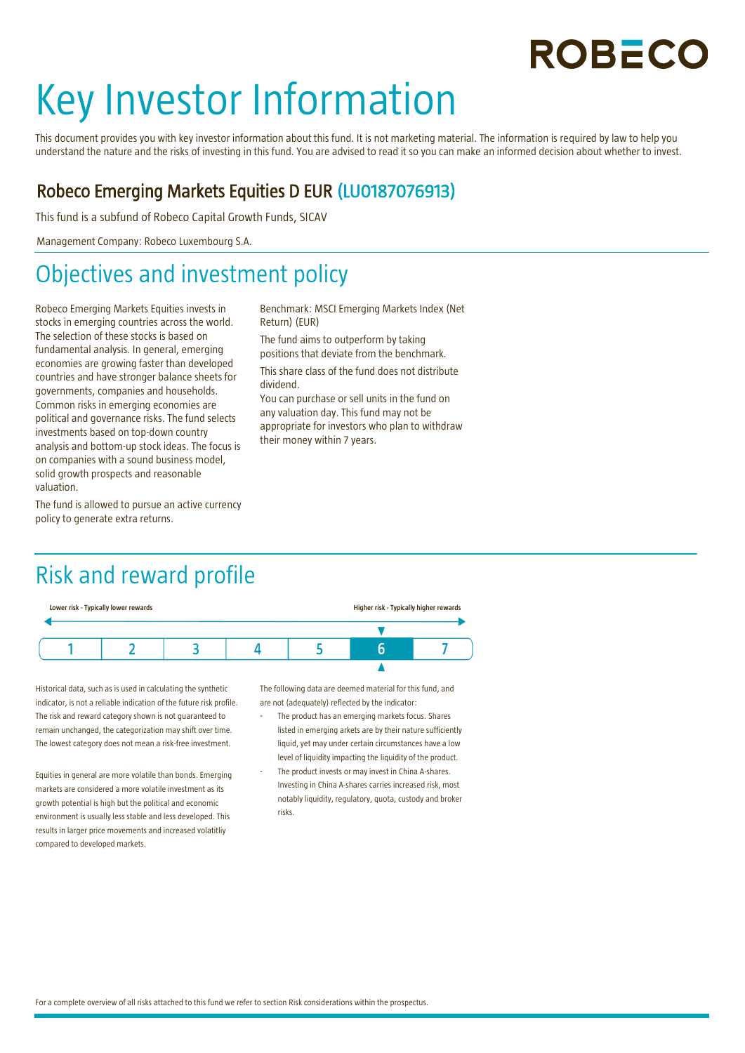ROBECO

# Key Investor Information

This document provides you with key investor information about this fund. It is not marketing material. The information is required by law to help you understand the nature and the risks of investing in this fund. You are advised to read it so you can make an informed decision about whether to invest.

### Robeco Emerging Markets Equities D EUR (LU0187076913)

This fund is a subfund of Robeco Capital Growth Funds, SICAV

Management Company: Robeco Luxembourg S.A.

## Objectives and investment policy

Robeco Emerging Markets Equities invests in stocks in emerging countries across the world. The selection of these stocks is based on fundamental analysis. In general, emerging economies are growing faster than developed countries and have stronger balance sheets for governments, companies and households. Common risks in emerging economies are political and governance risks. The fund selects investments based on top-down country analysis and bottom-up stock ideas. The focus is on companies with a sound business model, solid growth prospects and reasonable valuation.

The fund is allowed to pursue an active currency policy to generate extra returns.

Benchmark: MSCI Emerging Markets Index (Net Return) (EUR)

The fund aims to outperform by taking positions that deviate from the benchmark.

This share class of the fund does not distribute dividend.

You can purchase or sell units in the fund on any valuation day. This fund may not be appropriate for investors who plan to withdraw their money within 7 years.

## Risk and reward profile

Lower risk - Typically lower rewards | Higher risk - Typically higher rewards

| 1 | 2 | 3 | 4 | 5 | **6** | 7 |
|---|---|---|---|---|---|---|

Historical data, such as is used in calculating the synthetic indicator, is not a reliable indication of the future risk profile. The risk and reward category shown is not guaranteed to remain unchanged, the categorization may shift over time. The lowest category does not mean a risk-free investment.

Equities in general are more volatile than bonds. Emerging markets are considered a more volatile investment as its growth potential is high but the political and economic environment is usually less stable and less developed. This results in larger price movements and increased volatitliy compared to developed markets.

The following data are deemed material for this fund, and are not (adequately) reflected by the indicator:

- The product has an emerging markets focus. Shares listed in emerging arkets are by their nature sufficiently liquid, yet may under certain circumstances have a low level of liquidity impacting the liquidity of the product.
- The product invests or may invest in China A-shares. Investing in China A-shares carries increased risk, most notably liquidity, regulatory, quota, custody and broker risks.

For a complete overview of all risks attached to this fund we refer to section Risk considerations within the prospectus.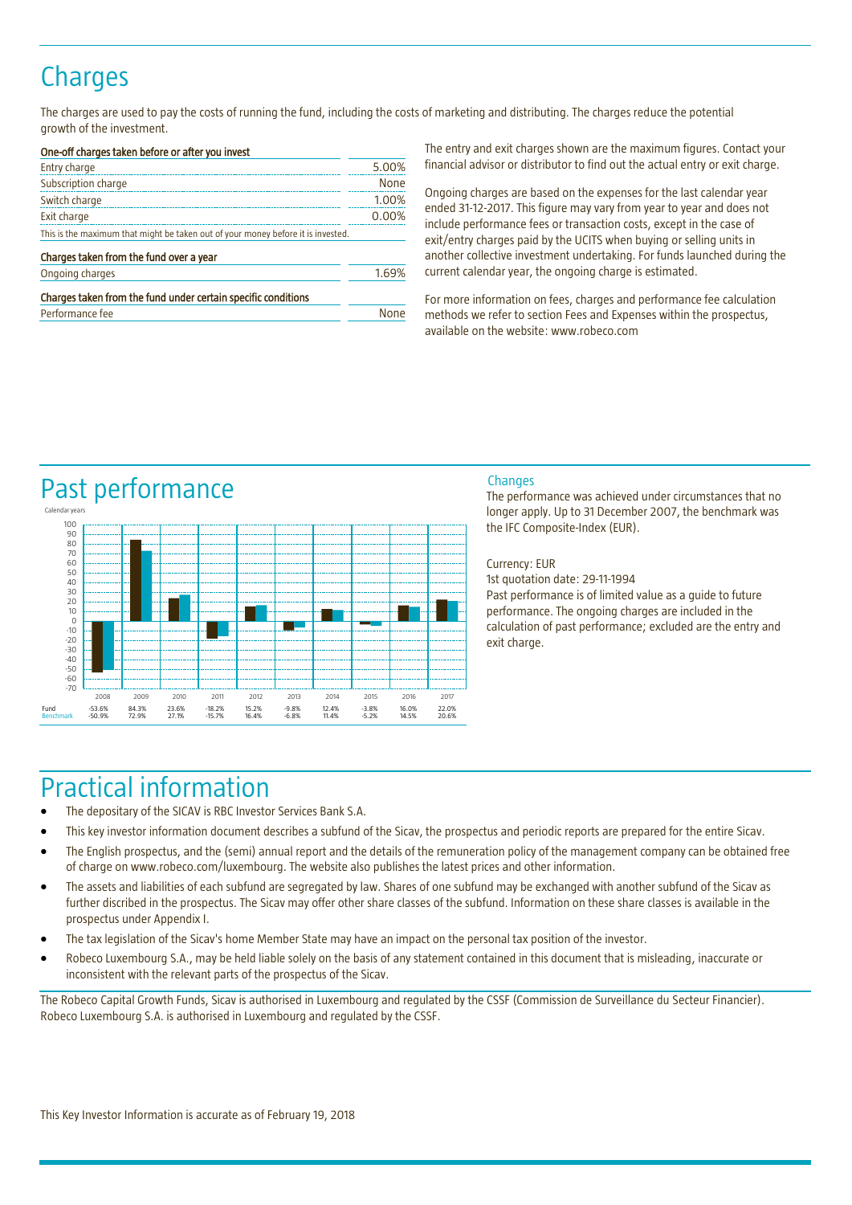# Charges

The charges are used to pay the costs of running the fund, including the costs of marketing and distributing. The charges reduce the potential growth of the investment.

| One-off charges taken before or after you invest | |
|---|---|
| Entry charge | 5.00% |
| Subscription charge | None |
| Switch charge | 1.00% |
| Exit charge | 0.00% |
| This is the maximum that might be taken out of your money before it is invested. | |
| **Charges taken from the fund over a year** | |
| Ongoing charges | 1.69% |
| **Charges taken from the fund under certain specific conditions** | |
| Performance fee | None |

The entry and exit charges shown are the maximum figures. Contact your financial advisor or distributor to find out the actual entry or exit charge.

Ongoing charges are based on the expenses for the last calendar year ended 31-12-2017. This figure may vary from year to year and does not include performance fees or transaction costs, except in the case of exit/entry charges paid by the UCITS when buying or selling units in another collective investment undertaking. For funds launched during the current calendar year, the ongoing charge is estimated.

For more information on fees, charges and performance fee calculation methods we refer to section Fees and Expenses within the prospectus, available on the website: www.robeco.com

# Past performance

Calendar years

100
90
80
70
60
50
40
30
20
10
0
-10
-20
-30
-40
-50
-60
-70

2008 2009 2010 2011 2012 2013 2014 2015 2016 2017

Fund -53.6% 84.3% 23.6% -18.2% 15.2% -9.8% 12.4% -3.8% 16.0% 22.0%

Benchmark -50.9% 72.9% 27.1% -15.7% 16.4% -6.8% 11.4% -5.2% 14.5% 20.6%

## Changes

The performance was achieved under circumstances that no longer apply. Up to 31 December 2007, the benchmark was the IFC Composite-Index (EUR).

Currency: EUR
1st quotation date: 29-11-1994
Past performance is of limited value as a guide to future performance. The ongoing charges are included in the calculation of past performance; excluded are the entry and exit charge.

# Practical information

- The depositary of the SICAV is RBC Investor Services Bank S.A.
- This key investor information document describes a subfund of the Sicav, the prospectus and periodic reports are prepared for the entire Sicav.
- The English prospectus, and the (semi) annual report and the details of the remuneration policy of the management company can be obtained free of charge on www.robeco.com/luxembourg. The website also publishes the latest prices and other information.
- The assets and liabilities of each subfund are segregated by law. Shares of one subfund may be exchanged with another subfund of the Sicav as further discribed in the prospectus. The Sicav may offer other share classes of the subfund. Information on these share classes is available in the prospectus under Appendix I.
- The tax legislation of the Sicav's home Member State may have an impact on the personal tax position of the investor.
- Robeco Luxembourg S.A., may be held liable solely on the basis of any statement contained in this document that is misleading, inaccurate or inconsistent with the relevant parts of the prospectus of the Sicav.

The Robeco Capital Growth Funds, Sicav is authorised in Luxembourg and regulated by the CSSF (Commission de Surveillance du Secteur Financier). Robeco Luxembourg S.A. is authorised in Luxembourg and regulated by the CSSF.

This Key Investor Information is accurate as of February 19, 2018